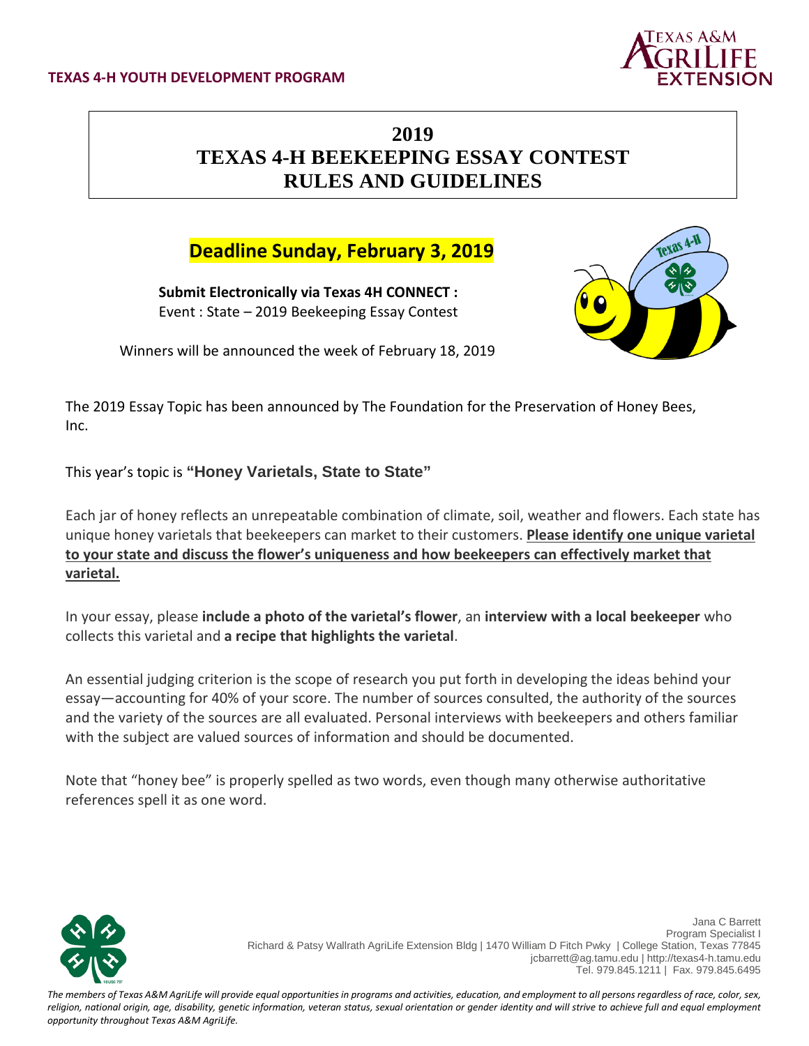**TEXAS 4-H YOUTH DEVELOPMENT PROGRAM**

# 2019
# TEXAS 4-H BEEKEEPING ESSAY CONTEST
# RULES AND GUIDELINES

## Deadline Sunday, February 3, 2019

**Submit Electronically via Texas 4H CONNECT :**
Event : State – 2019 Beekeeping Essay Contest

Winners will be announced the week of February 18, 2019

The 2019 Essay Topic has been announced by The Foundation for the Preservation of Honey Bees, Inc.

This year's topic is **"Honey Varietals, State to State"**

Each jar of honey reflects an unrepeatable combination of climate, soil, weather and flowers. Each state has unique honey varietals that beekeepers can market to their customers. **Please identify one unique varietal to your state and discuss the flower's uniqueness and how beekeepers can effectively market that varietal.**

In your essay, please **include a photo of the varietal's flower**, an **interview with a local beekeeper** who collects this varietal and **a recipe that highlights the varietal**.

An essential judging criterion is the scope of research you put forth in developing the ideas behind your essay—accounting for 40% of your score. The number of sources consulted, the authority of the sources and the variety of the sources are all evaluated. Personal interviews with beekeepers and others familiar with the subject are valued sources of information and should be documented.

Note that "honey bee" is properly spelled as two words, even though many otherwise authoritative references spell it as one word.

Jana C Barrett
Program Specialist I
Richard & Patsy Wallrath AgriLife Extension Bldg | 1470 William D Fitch Pwky | College Station, Texas 77845
jcbarrett@ag.tamu.edu | http://texas4-h.tamu.edu
Tel. 979.845.1211 | Fax. 979.845.6495

*The members of Texas A&M AgriLife will provide equal opportunities in programs and activities, education, and employment to all persons regardless of race, color, sex, religion, national origin, age, disability, genetic information, veteran status, sexual orientation or gender identity and will strive to achieve full and equal employment opportunity throughout Texas A&M AgriLife.*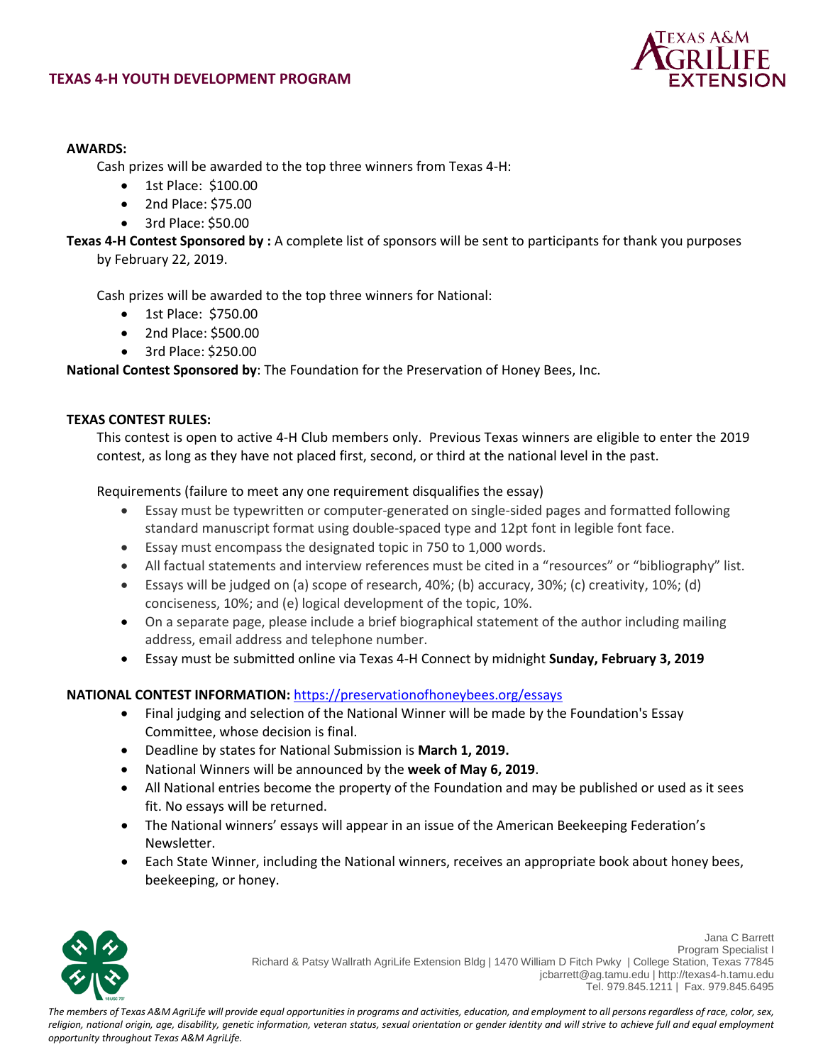**AWARDS:**

Cash prizes will be awarded to the top three winners from Texas 4-H:

- 1st Place: $100.00
- 2nd Place: $75.00
- 3rd Place: $50.00

**Texas 4-H Contest Sponsored by :** A complete list of sponsors will be sent to participants for thank you purposes by February 22, 2019.

Cash prizes will be awarded to the top three winners for National:

- 1st Place: $750.00
- 2nd Place: $500.00
- 3rd Place: $250.00

**National Contest Sponsored by**: The Foundation for the Preservation of Honey Bees, Inc.

**TEXAS CONTEST RULES:**

This contest is open to active 4-H Club members only. Previous Texas winners are eligible to enter the 2019 contest, as long as they have not placed first, second, or third at the national level in the past.

Requirements (failure to meet any one requirement disqualifies the essay)

- Essay must be typewritten or computer-generated on single-sided pages and formatted following standard manuscript format using double-spaced type and 12pt font in legible font face.
- Essay must encompass the designated topic in 750 to 1,000 words.
- All factual statements and interview references must be cited in a "resources" or "bibliography" list.
- Essays will be judged on (a) scope of research, 40%; (b) accuracy, 30%; (c) creativity, 10%; (d) conciseness, 10%; and (e) logical development of the topic, 10%.
- On a separate page, please include a brief biographical statement of the author including mailing address, email address and telephone number.
- Essay must be submitted online via Texas 4-H Connect by midnight **Sunday, February 3, 2019**

**NATIONAL CONTEST INFORMATION:** https://preservationofhoneybees.org/essays

- Final judging and selection of the National Winner will be made by the Foundation's Essay Committee, whose decision is final.
- Deadline by states for National Submission is **March 1, 2019.**
- National Winners will be announced by the **week of May 6, 2019**.
- All National entries become the property of the Foundation and may be published or used as it sees fit. No essays will be returned.
- The National winners' essays will appear in an issue of the American Beekeeping Federation's Newsletter.
- Each State Winner, including the National winners, receives an appropriate book about honey bees, beekeeping, or honey.

Jana C Barrett
Program Specialist I
Richard & Patsy Wallrath AgriLife Extension Bldg | 1470 William D Fitch Pwky | College Station, Texas 77845
jcbarrett@ag.tamu.edu | http://texas4-h.tamu.edu
Tel. 979.845.1211 | Fax. 979.845.6495

*The members of Texas A&M AgriLife will provide equal opportunities in programs and activities, education, and employment to all persons regardless of race, color, sex, religion, national origin, age, disability, genetic information, veteran status, sexual orientation or gender identity and will strive to achieve full and equal employment opportunity throughout Texas A&M AgriLife.*